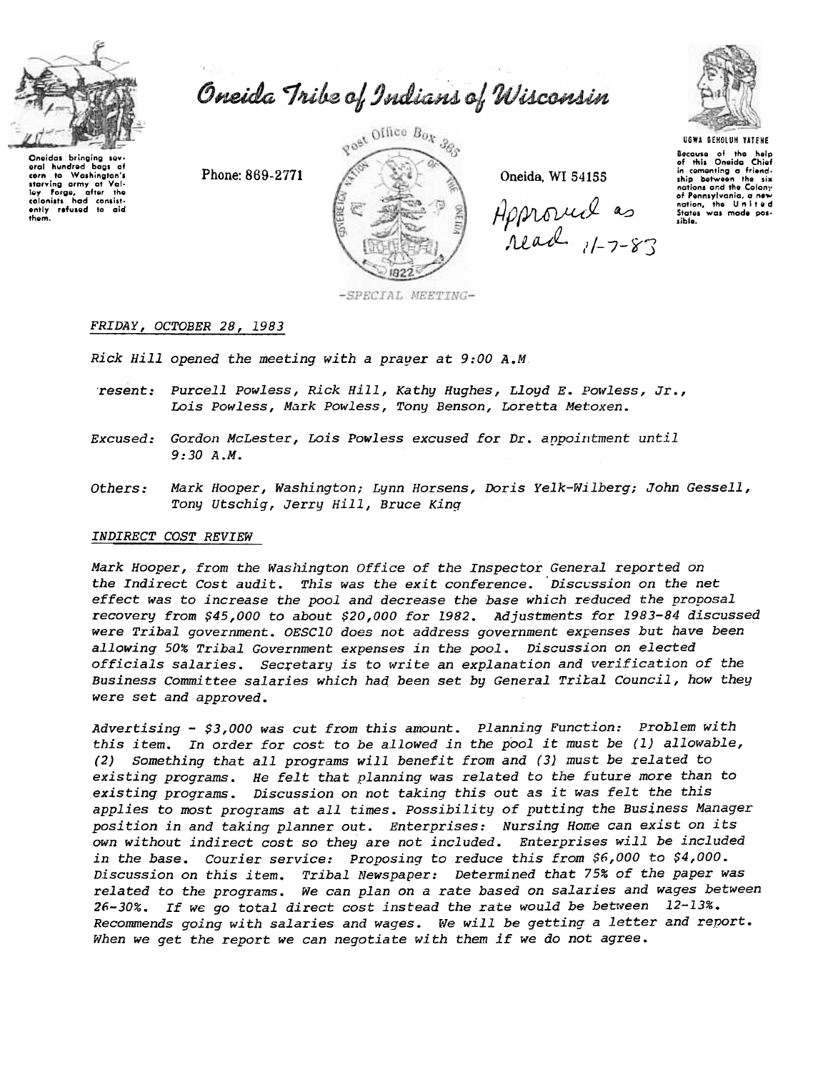# Oneida Tribe of Indians of Wisconsin

Oneidas bringing several hundred bags of corn to Washington's starving army at Valley Forge, after the colonists had consistently refused to aid them.

Phone: 869-2771

Post Office Box 365

Oneida, WI 54155

UGWA DEHOLUH YATEHE

Because of the help of this Oneida Chief in cementing a friendship between the six nations and the Colony of Pennsylvania, a new nation, the United States was made possible.

Approved as read 11-7-83

-SPECIAL MEETING-

*FRIDAY, OCTOBER 28, 1983*

*Rick Hill opened the meeting with a prayer at 9:00 A.M*

*Present: Purcell Powless, Rick Hill, Kathy Hughes, Lloyd E. Powless, Jr., Lois Powless, Mark Powless, Tony Benson, Loretta Metoxen.*

*Excused: Gordon McLester, Lois Powless excused for Dr. appointment until 9:30 A.M.*

*Others: Mark Hooper, Washington; Lynn Horsens, Doris Yelk-Wilberg; John Gessell, Tony Utschig, Jerry Hill, Bruce King*

*INDIRECT COST REVIEW*

*Mark Hooper, from the Washington Office of the Inspector General reported on the Indirect Cost audit. This was the exit conference. Discussion on the net effect was to increase the pool and decrease the base which reduced the proposal recovery from $45,000 to about $20,000 for 1982. Adjustments for 1983-84 discussed were Tribal government. OESC10 does not address government expenses but have been allowing 50% Tribal Government expenses in the pool. Discussion on elected officials salaries. Secretary is to write an explanation and verification of the Business Committee salaries which had been set by General Tribal Council, how they were set and approved.*

*Advertising - $3,000 was cut from this amount. Planning Function: Problem with this item. In order for cost to be allowed in the pool it must be (1) allowable, (2) Something that all programs will benefit from and (3) must be related to existing programs. He felt that planning was related to the future more than to existing programs. Discussion on not taking this out as it was felt the this applies to most programs at all times. Possibility of putting the Business Manager position in and taking planner out. Enterprises: Nursing Home can exist on its own without indirect cost so they are not included. Enterprises will be included in the base. Courier service: Proposing to reduce this from $6,000 to $4,000. Discussion on this item. Tribal Newspaper: Determined that 75% of the paper was related to the programs. We can plan on a rate based on salaries and wages between 26-30%. If we go total direct cost instead the rate would be between 12-13%. Recommends going with salaries and wages. We will be getting a letter and report. When we get the report we can negotiate with them if we do not agree.*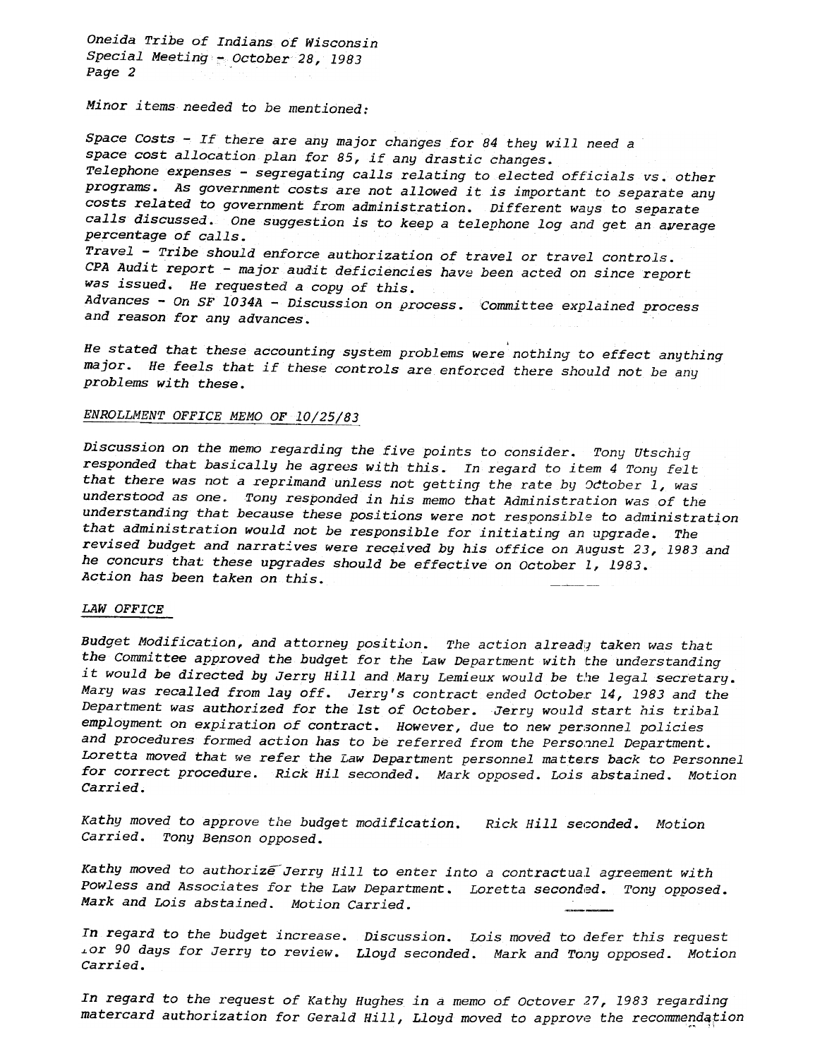Minor items needed to be mentioned:

Space Costs - If there are any major changes for 84 they will need a space cost allocation plan for 85, if any drastic changes.
Telephone expenses - segregating calls relating to elected officials vs. other programs. As government costs are not allowed it is important to separate any costs related to government from administration. Different ways to separate calls discussed. One suggestion is to keep a telephone log and get an average percentage of calls.
Travel - Tribe should enforce authorization of travel or travel controls.
CPA Audit report - major audit deficiencies have been acted on since report was issued. He requested a copy of this.
Advances - On SF 1034A - Discussion on process. Committee explained process and reason for any advances.

He stated that these accounting system problems were nothing to effect anything major. He feels that if these controls are enforced there should not be any problems with these.

ENROLLMENT OFFICE MEMO OF 10/25/83

Discussion on the memo regarding the five points to consider. Tony Utschig responded that basically he agrees with this. In regard to item 4 Tony felt that there was not a reprimand unless not getting the rate by October 1, was understood as one. Tony responded in his memo that Administration was of the understanding that because these positions were not responsible to administration that administration would not be responsible for initiating an upgrade. The revised budget and narratives were received by his office on August 23, 1983 and he concurs that these upgrades should be effective on October 1, 1983. Action has been taken on this.

LAW OFFICE

Budget Modification, and attorney position. The action already taken was that the Committee approved the budget for the Law Department with the understanding it would be directed by Jerry Hill and Mary Lemieux would be the legal secretary. Mary was recalled from lay off. Jerry's contract ended October 14, 1983 and the Department was authorized for the 1st of October. Jerry would start his tribal employment on expiration of contract. However, due to new personnel policies and procedures formed action has to be referred from the Personnel Department. Loretta moved that we refer the Law Department personnel matters back to Personnel for correct procedure. Rick Hil seconded. Mark opposed. Lois abstained. Motion Carried.

Kathy moved to approve the budget modification. Rick Hill seconded. Motion Carried. Tony Benson opposed.

Kathy moved to authorize Jerry Hill to enter into a contractual agreement with Powless and Associates for the Law Department. Loretta seconded. Tony opposed. Mark and Lois abstained. Motion Carried.

In regard to the budget increase. Discussion. Lois moved to defer this request for 90 days for Jerry to review. Lloyd seconded. Mark and Tony opposed. Motion Carried.

In regard to the request of Kathy Hughes in a memo of Octover 27, 1983 regarding matercard authorization for Gerald Hill, Lloyd moved to approve the recommendation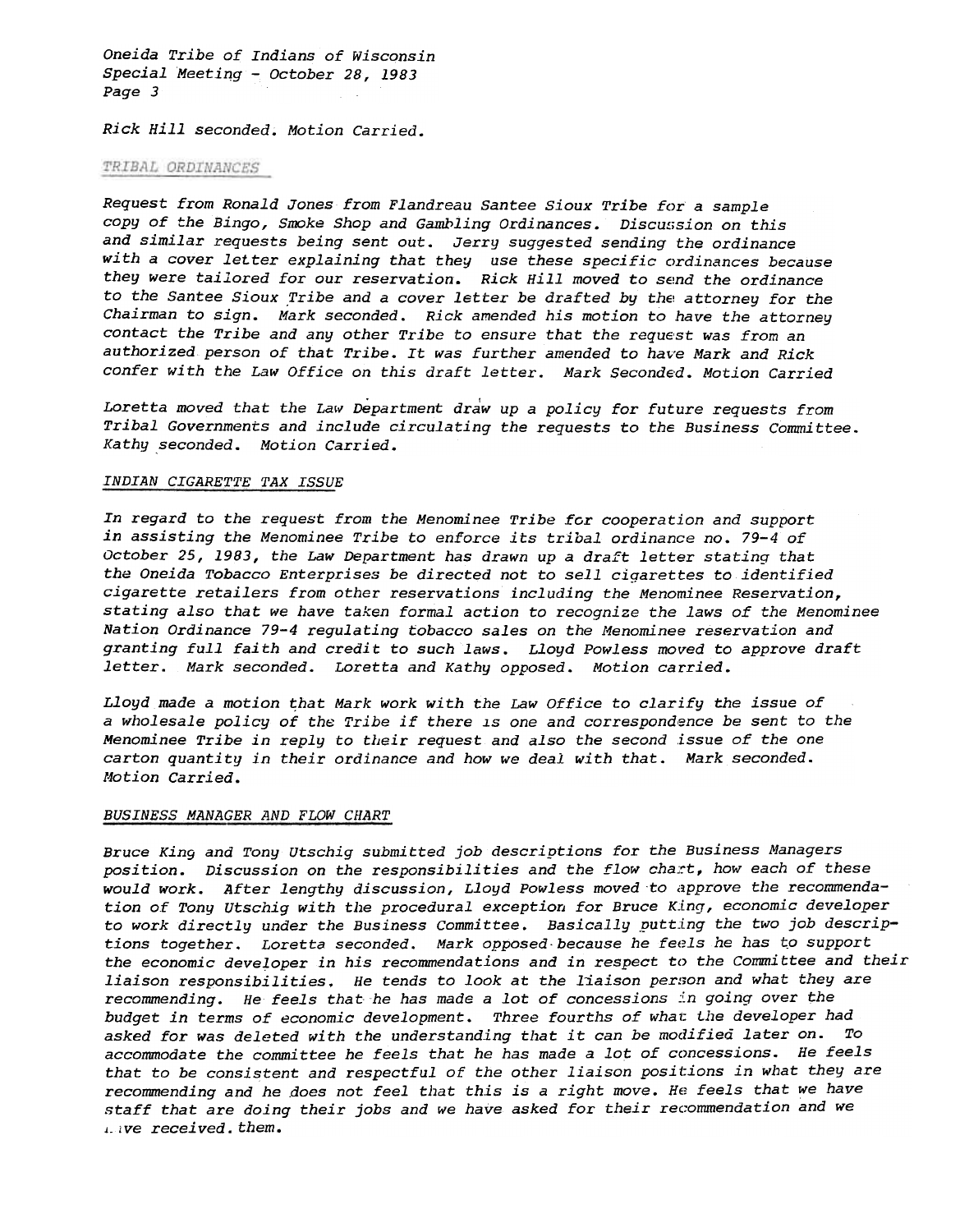Rick Hill seconded. Motion Carried.

## TRIBAL ORDINANCES

Request from Ronald Jones from Flandreau Santee Sioux Tribe for a sample copy of the Bingo, Smoke Shop and Gambling Ordinances. Discussion on this and similar requests being sent out. Jerry suggested sending the ordinance with a cover letter explaining that they use these specific ordinances because they were tailored for our reservation. Rick Hill moved to send the ordinance to the Santee Sioux Tribe and a cover letter be drafted by the attorney for the Chairman to sign. Mark seconded. Rick amended his motion to have the attorney contact the Tribe and any other Tribe to ensure that the request was from an authorized person of that Tribe. It was further amended to have Mark and Rick confer with the Law Office on this draft letter. Mark Seconded. Motion Carried

Loretta moved that the Law Department draw up a policy for future requests from Tribal Governments and include circulating the requests to the Business Committee. Kathy seconded. Motion Carried.

## INDIAN CIGARETTE TAX ISSUE

In regard to the request from the Menominee Tribe for cooperation and support in assisting the Menominee Tribe to enforce its tribal ordinance no. 79-4 of October 25, 1983, the Law Department has drawn up a draft letter stating that the Oneida Tobacco Enterprises be directed not to sell cigarettes to identified cigarette retailers from other reservations including the Menominee Reservation, stating also that we have taken formal action to recognize the laws of the Menominee Nation Ordinance 79-4 regulating tobacco sales on the Menominee reservation and granting full faith and credit to such laws. Lloyd Powless moved to approve draft letter. Mark seconded. Loretta and Kathy opposed. Motion carried.

Lloyd made a motion that Mark work with the Law Office to clarify the issue of a wholesale policy of the Tribe if there is one and correspondence be sent to the Menominee Tribe in reply to their request and also the second issue of the one carton quantity in their ordinance and how we deal with that. Mark seconded. Motion Carried.

## BUSINESS MANAGER AND FLOW CHART

Bruce King and Tony Utschig submitted job descriptions for the Business Managers position. Discussion on the responsibilities and the flow chart, how each of these would work. After lengthy discussion, Lloyd Powless moved to approve the recommendation of Tony Utschig with the procedural exception for Bruce King, economic developer to work directly under the Business Committee. Basically putting the two job descriptions together. Loretta seconded. Mark opposed because he feels he has to support the economic developer in his recommendations and in respect to the Committee and their liaison responsibilities. He tends to look at the liaison person and what they are recommending. He feels that he has made a lot of concessions in going over the budget in terms of economic development. Three fourths of what the developer had asked for was deleted with the understanding that it can be modified later on. To accommodate the committee he feels that he has made a lot of concessions. He feels that to be consistent and respectful of the other liaison positions in what they are recommending and he does not feel that this is a right move. He feels that we have staff that are doing their jobs and we have asked for their recommendation and we have received them.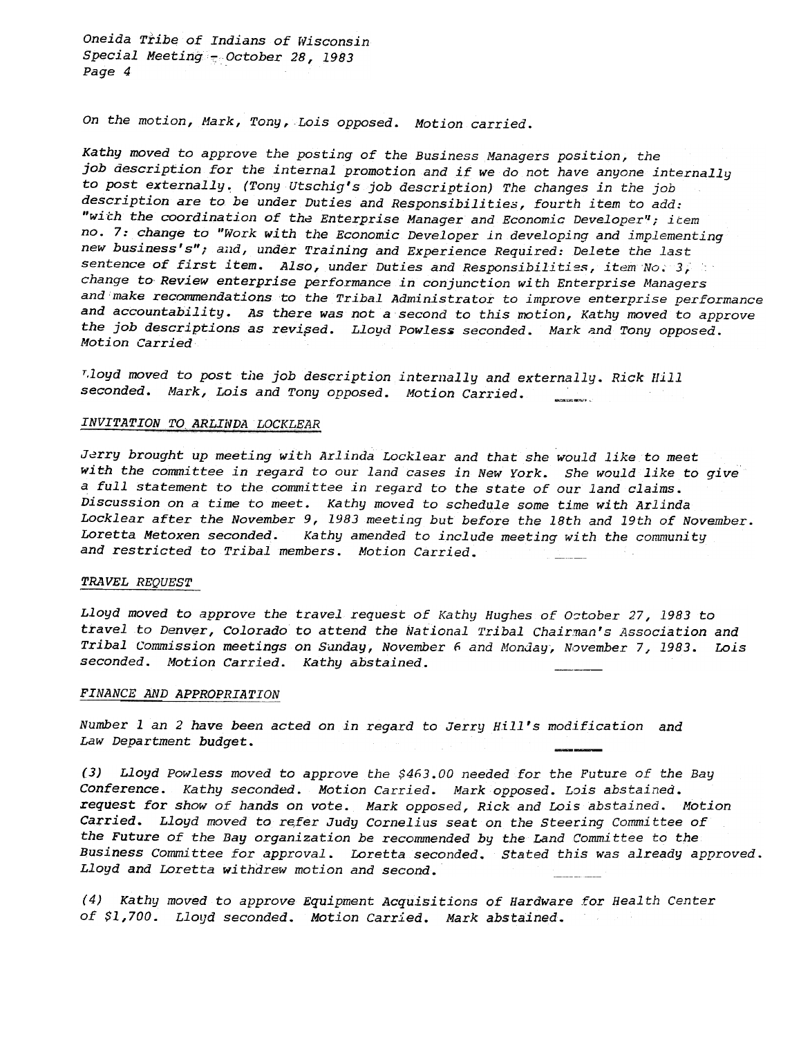*On the motion, Mark, Tony, Lois opposed. Motion carried.*

*Kathy moved to approve the posting of the Business Managers position, the job description for the internal promotion and if we do not have anyone internally to post externally. (Tony Utschig's job description) The changes in the job description are to be under Duties and Responsibilities, fourth item to add: "with the coordination of the Enterprise Manager and Economic Developer"; item no. 7: change to "Work with the Economic Developer in developing and implementing new business's"; and, under Training and Experience Required: Delete the last sentence of first item. Also, under Duties and Responsibilities, item No. 3, change to Review enterprise performance in conjunction with Enterprise Managers and make recommendations to the Tribal Administrator to improve enterprise performance and accountability. As there was not a second to this motion, Kathy moved to approve the job descriptions as revised. Lloyd Powless seconded. Mark and Tony opposed. Motion Carried*

*Lloyd moved to post the job description internally and externally. Rick Hill seconded. Mark, Lois and Tony opposed. Motion Carried.*

*INVITATION TO ARLINDA LOCKLEAR*

*Jerry brought up meeting with Arlinda Locklear and that she would like to meet with the committee in regard to our land cases in New York. She would like to give a full statement to the committee in regard to the state of our land claims. Discussion on a time to meet. Kathy moved to schedule some time with Arlinda Locklear after the November 9, 1983 meeting but before the 18th and 19th of November. Loretta Metoxen seconded. Kathy amended to include meeting with the community and restricted to Tribal members. Motion Carried.*

*TRAVEL REQUEST*

*Lloyd moved to approve the travel request of Kathy Hughes of October 27, 1983 to travel to Denver, Colorado to attend the National Tribal Chairman's Association and Tribal Commission meetings on Sunday, November 6 and Monday, November 7, 1983. Lois seconded. Motion Carried. Kathy abstained.*

*FINANCE AND APPROPRIATION*

*Number 1 an 2 have been acted on in regard to Jerry Hill's modification and Law Department budget.*

*(3) Lloyd Powless moved to approve the $463.00 needed for the Future of the Bay Conference. Kathy seconded. Motion Carried. Mark opposed. Lois abstained. request for show of hands on vote. Mark opposed, Rick and Lois abstained. Motion Carried. Lloyd moved to refer Judy Cornelius seat on the Steering Committee of the Future of the Bay organization be recommended by the Land Committee to the Business Committee for approval. Loretta seconded. Stated this was already approved. Lloyd and Loretta withdrew motion and second.*

*(4) Kathy moved to approve Equipment Acquisitions of Hardware for Health Center of $1,700. Lloyd seconded. Motion Carried. Mark abstained.*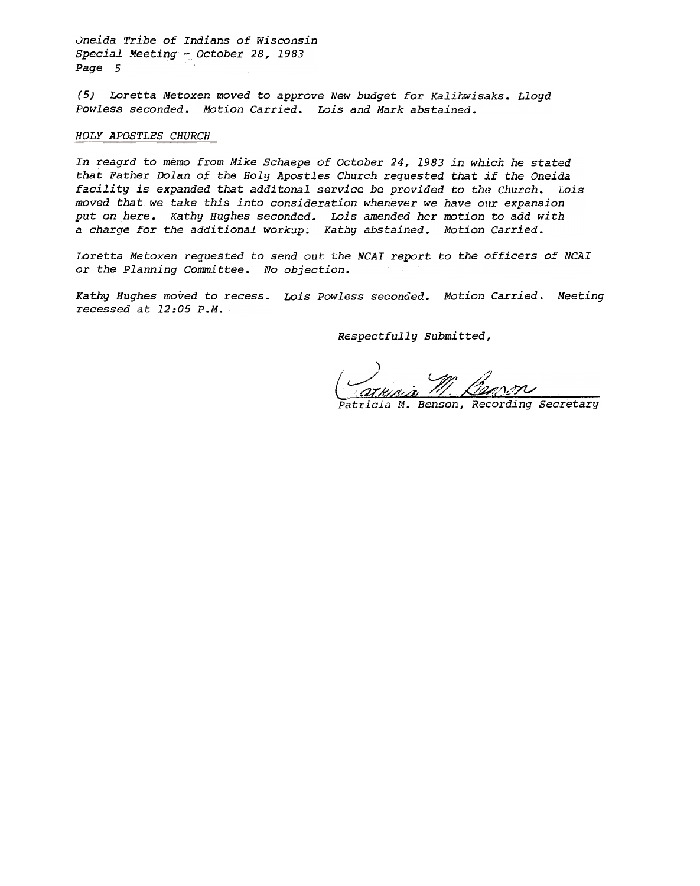(5) Loretta Metoxen moved to approve New budget for Kalihwisaks. Lloyd Powless seconded. Motion Carried. Lois and Mark abstained.

HOLY APOSTLES CHURCH

In reagrd to memo from Mike Schaepe of October 24, 1983 in which he stated that Father Dolan of the Holy Apostles Church requested that if the Oneida facility is expanded that additonal service be provided to the Church. Lois moved that we take this into consideration whenever we have our expansion put on here. Kathy Hughes seconded. Lois amended her motion to add with a charge for the additional workup. Kathy abstained. Motion Carried.

Loretta Metoxen requested to send out the NCAI report to the officers of NCAI or the Planning Committee. No objection.

Kathy Hughes moved to recess. Lois Powless seconded. Motion Carried. Meeting recessed at 12:05 P.M.

Respectfully Submitted,

Patricia M. Benson, Recording Secretary